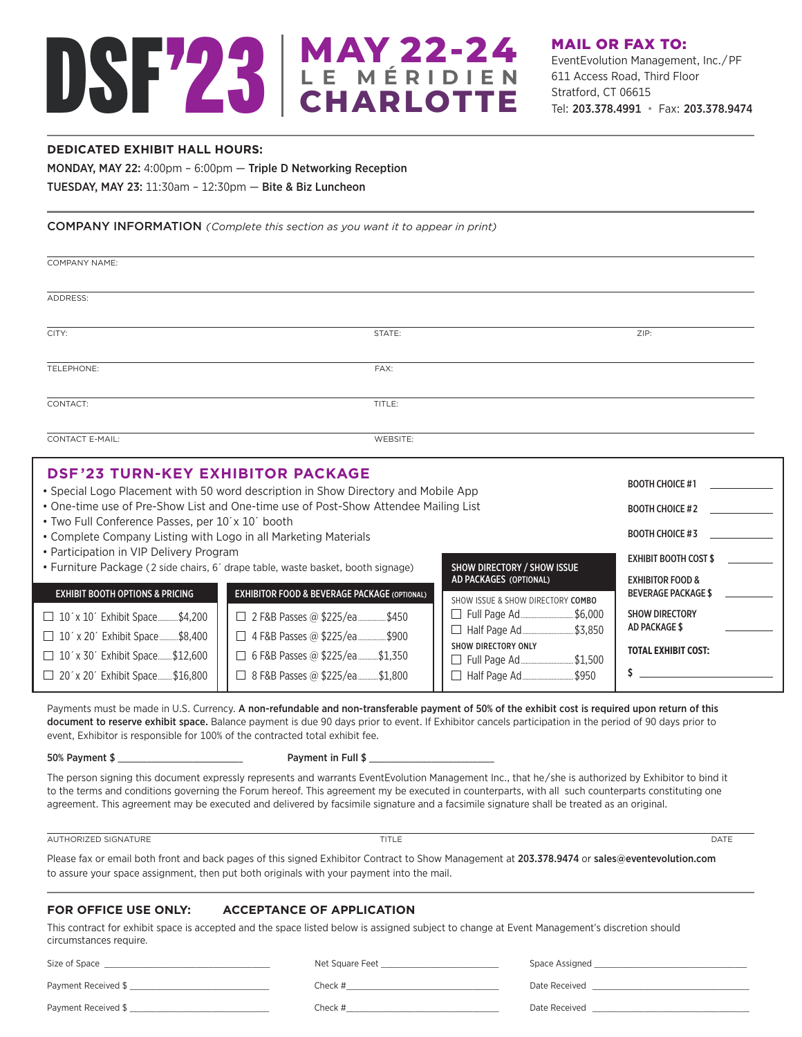# DSF'23 | MAY 22-24 LE MÉRIDIEN CHARLOTTE

**MAIL OR FAX TO:**
EventEvolution Management, Inc./PF
611 Access Road, Third Floor
Stratford, CT 06615
Tel: **203.378.4991** • Fax: **203.378.9474**

---

**DEDICATED EXHIBIT HALL HOURS:**

**MONDAY, MAY 22:** 4:00pm – 6:00pm — **Triple D Networking Reception**

**TUESDAY, MAY 23:** 11:30am – 12:30pm — **Bite & Biz Luncheon**

---

COMPANY INFORMATION *(Complete this section as you want it to appear in print)*

COMPANY NAME:

ADDRESS:

CITY: STATE: ZIP:

TELEPHONE: FAX:

CONTACT: TITLE:

CONTACT E-MAIL: WEBSITE:

## DSF'23 TURN-KEY EXHIBITOR PACKAGE

- Special Logo Placement with 50 word description in Show Directory and Mobile App
- One-time use of Pre-Show List and One-time use of Post-Show Attendee Mailing List
- Two Full Conference Passes, per 10´x 10´ booth
- Complete Company Listing with Logo in all Marketing Materials
- Participation in VIP Delivery Program
- Furniture Package (2 side chairs, 6´ drape table, waste basket, booth signage)

| EXHIBIT BOOTH OPTIONS & PRICING | EXHIBITOR FOOD & BEVERAGE PACKAGE (OPTIONAL) | SHOW DIRECTORY / SHOW ISSUE AD PACKAGES (OPTIONAL) |
|---|---|---|
| ☐ 10´x 10´ Exhibit Space............$4,200 | ☐ 2 F&B Passes @ $225/ea..............$450 | SHOW ISSUE & SHOW DIRECTORY **COMBO** |
| ☐ 10´x 20´ Exhibit Space............$8,400 | ☐ 4 F&B Passes @ $225/ea..............$900 | ☐ Full Page Ad..............$6,000 |
| ☐ 10´x 30´ Exhibit Space..........$12,600 | ☐ 6 F&B Passes @ $225/ea............$1,350 | ☐ Half Page Ad..............$3,850 |
| ☐ 20´x 20´ Exhibit Space..........$16,800 | ☐ 8 F&B Passes @ $225/ea............$1,800 | SHOW DIRECTORY ONLY |
| | | ☐ Full Page Ad..............$1,500 |
| | | ☐ Half Page Ad..............$950 |

**BOOTH CHOICE #1** ____________

**BOOTH CHOICE #2** ____________

**BOOTH CHOICE #3** ____________

**EXHIBIT BOOTH COST $** ____________

**EXHIBITOR FOOD & BEVERAGE PACKAGE $** ____________

**SHOW DIRECTORY AD PACKAGE $** ____________

**TOTAL EXHIBIT COST:**

**$** ____________

Payments must be made in U.S. Currency. **A non-refundable and non-transferable payment of 50% of the exhibit cost is required upon return of this document to reserve exhibit space.** Balance payment is due 90 days prior to event. If Exhibitor cancels participation in the period of 90 days prior to event, Exhibitor is responsible for 100% of the contracted total exhibit fee.

50% Payment $ ____________________ Payment in Full $ ____________________

The person signing this document expressly represents and warrants EventEvolution Management Inc., that he/she is authorized by Exhibitor to bind it to the terms and conditions governing the Forum hereof. This agreement my be executed in counterparts, with all such counterparts constituting one agreement. This agreement may be executed and delivered by facsimile signature and a facsimile signature shall be treated as an original.

AUTHORIZED SIGNATURE TITLE DATE

Please fax or email both front and back pages of this signed Exhibitor Contract to Show Management at **203.378.9474** or **sales@eventevolution.com** to assure your space assignment, then put both originals with your payment into the mail.

---

**FOR OFFICE USE ONLY: ACCEPTANCE OF APPLICATION**

This contract for exhibit space is accepted and the space listed below is assigned subject to change at Event Management's discretion should circumstances require.

Size of Space ____________________ Net Square Feet ____________________ Space Assigned ____________________

Payment Received $ ____________________ Check # ____________________ Date Received ____________________

Payment Received $ ____________________ Check # ____________________ Date Received ____________________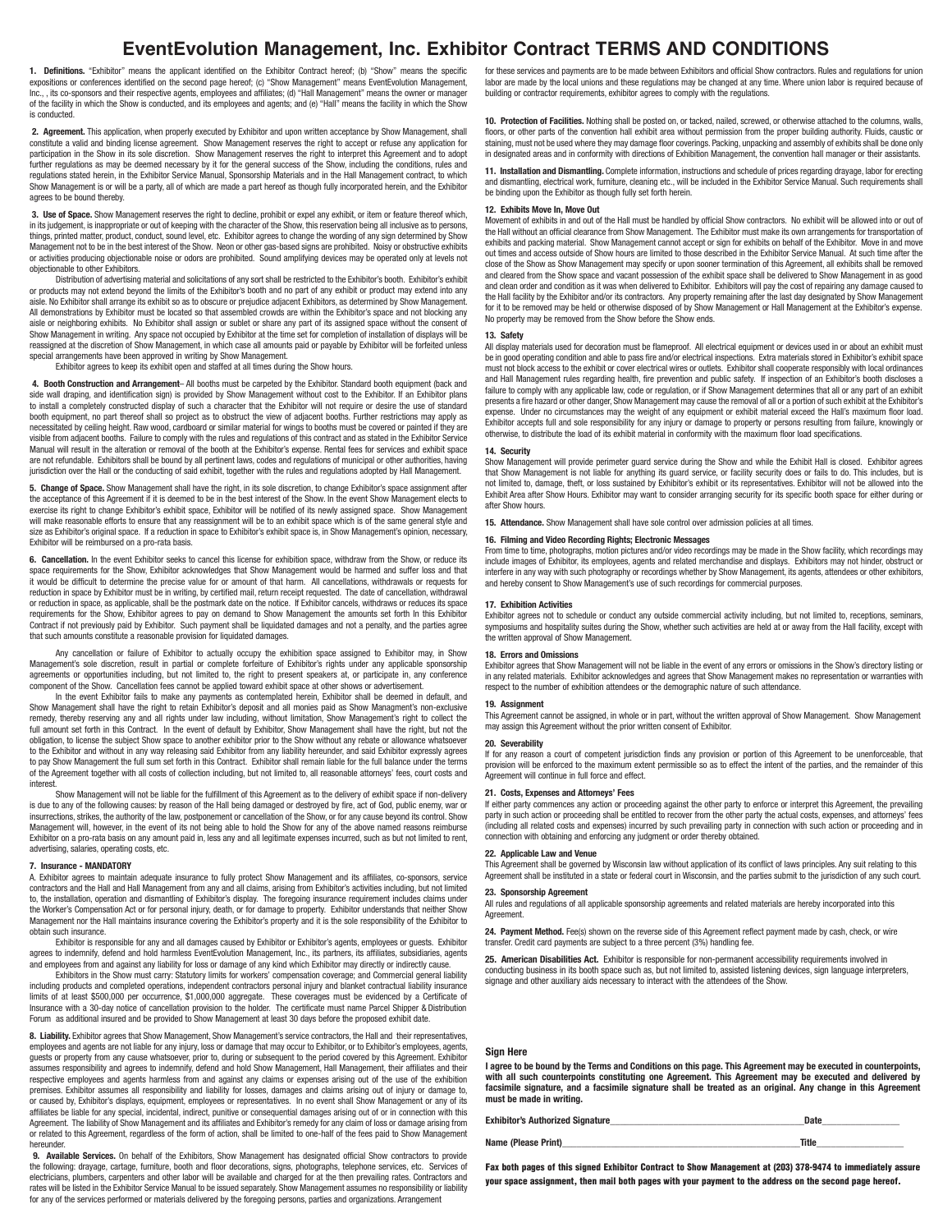# EventEvolution Management, Inc. Exhibitor Contract TERMS AND CONDITIONS

**1. Definitions.** "Exhibitor" means the applicant identified on the Exhibitor Contract hereof; (b) "Show" means the specific expositions or conferences identified on the second page hereof; (c) "Show Management" means EventEvolution Management, Inc., , its co-sponsors and their respective agents, employees and affiliates; (d) "Hall Management" means the owner or manager of the facility in which the Show is conducted, and its employees and agents; and (e) "Hall" means the facility in which the Show is conducted.

**2. Agreement.** This application, when properly executed by Exhibitor and upon written acceptance by Show Management, shall constitute a valid and binding license agreement. Show Management reserves the right to accept or refuse any application for participation in the Show in its sole discretion. Show Management reserves the right to interpret this Agreement and to adopt further regulations as may be deemed necessary by it for the general success of the Show, including the conditions, rules and regulations stated herein, in the Exhibitor Service Manual, Sponsorship Materials and in the Hall Management contract, to which Show Management is or will be a party, all of which are made a part hereof as though fully incorporated herein, and the Exhibitor agrees to be bound thereby.

**3. Use of Space.** Show Management reserves the right to decline, prohibit or expel any exhibit, or item or feature thereof which, in its judgement, is inappropriate or out of keeping with the character of the Show, this reservation being all inclusive as to persons, things, printed matter, product, conduct, sound level, etc. Exhibitor agrees to change the wording of any sign determined by Show Management not to be in the best interest of the Show. Neon or other gas-based signs are prohibited. Noisy or obstructive exhibits or activities producing objectionable noise or odors are prohibited. Sound amplifying devices may be operated only at levels not objectionable to other Exhibitors.

Distribution of advertising material and solicitations of any sort shall be restricted to the Exhibitor's booth. Exhibitor's exhibit or products may not extend beyond the limits of the Exhibitor's booth and no part of any exhibit or product may extend into any aisle. No Exhibitor shall arrange its exhibit so as to obscure or prejudice adjacent Exhibitors, as determined by Show Management. All demonstrations by Exhibitor must be located so that assembled crowds are within the Exhibitor's space and not blocking any aisle or neighboring exhibits. No Exhibitor shall assign or sublet or share any part of its assigned space without the consent of Show Management in writing. Any space not occupied by Exhibitor at the time set for completion of installation of displays will be reassigned at the discretion of Show Management, in which case all amounts paid or payable by Exhibitor will be forfeited unless special arrangements have been approved in writing by Show Management.

Exhibitor agrees to keep its exhibit open and staffed at all times during the Show hours.

**4. Booth Construction and Arrangement**– All booths must be carpeted by the Exhibitor. Standard booth equipment (back and side wall draping, and identification sign) is provided by Show Management without cost to the Exhibitor. If an Exhibitor plans to install a completely constructed display of such a character that the Exhibitor will not require or desire the use of standard booth equipment, no part thereof shall so project as to obstruct the view of adjacent booths. Further restrictions may apply as necessitated by ceiling height. Raw wood, cardboard or similar material for wings to booths must be covered or painted if they are visible from adjacent booths. Failure to comply with the rules and regulations of this contract and as stated in the Exhibitor Service Manual will result in the alteration or removal of the booth at the Exhibitor's expense. Rental fees for services and exhibit space are not refundable. Exhibitors shall be bound by all pertinent laws, codes and regulations of municipal or other authorities, having jurisdiction over the Hall or the conducting of said exhibit, together with the rules and regulations adopted by Hall Management.

**5. Change of Space.** Show Management shall have the right, in its sole discretion, to change Exhibitor's space assignment after the acceptance of this Agreement if it is deemed to be in the best interest of the Show. In the event Show Management elects to exercise its right to change Exhibitor's exhibit space, Exhibitor will be notified of its newly assigned space. Show Management will make reasonable efforts to ensure that any reassignment will be to an exhibit space which is of the same general style and size as Exhibitor's original space. If a reduction in space to Exhibitor's exhibit space is, in Show Management's opinion, necessary, Exhibitor will be reimbursed on a pro-rata basis.

**6. Cancellation.** In the event Exhibitor seeks to cancel this license for exhibition space, withdraw from the Show, or reduce its space requirements for the Show, Exhibitor acknowledges that Show Management would be harmed and suffer loss and that it would be difficult to determine the precise value for or amount of that harm. All cancellations, withdrawals or requests for reduction in space by Exhibitor must be in writing, by certified mail, return receipt requested. The date of cancellation, withdrawal or reduction in space, as applicable, shall be the postmark date on the notice. If Exhibitor cancels, withdraws or reduces its space requirements for the Show, Exhibitor agrees to pay on demand to Show Management the amounts set forth In this Exhibitor Contract if not previously paid by Exhibitor. Such payment shall be liquidated damages and not a penalty, and the parties agree that such amounts constitute a reasonable provision for liquidated damages.

Any cancellation or failure of Exhibitor to actually occupy the exhibition space assigned to Exhibitor may, in Show Management's sole discretion, result in partial or complete forfeiture of Exhibitor's rights under any applicable sponsorship agreements or opportunities including, but not limited to, the right to present speakers at, or participate in, any conference component of the Show. Cancellation fees cannot be applied toward exhibit space at other shows or advertisement.

In the event Exhibitor fails to make any payments as contemplated herein, Exhibitor shall be deemed in default, and Show Management shall have the right to retain Exhibitor's deposit and all monies paid as Show Management's non-exclusive remedy, thereby reserving any and all rights under law including, without limitation, Show Management's right to collect the full amount set forth in this Contract. In the event of default by Exhibitor, Show Management shall have the right, but not the obligation, to license the subject Show space to another exhibitor prior to the Show without any rebate or allowance whatsoever to the Exhibitor and without in any way releasing said Exhibitor from any liability hereunder, and said Exhibitor expressly agrees to pay Show Management the full sum set forth in this Contract. Exhibitor shall remain liable for the full balance under the terms of the Agreement together with all costs of collection including, but not limited to, all reasonable attorneys' fees, court costs and interest.

Show Management will not be liable for the fulfillment of this Agreement as to the delivery of exhibit space if non-delivery is due to any of the following causes: by reason of the Hall being damaged or destroyed by fire, act of God, public enemy, war or insurrections, strikes, the authority of the law, postponement or cancellation of the Show, or for any cause beyond its control. Show Management will, however, in the event of its not being able to hold the Show for any of the above named reasons reimburse Exhibitor on a pro-rata basis on any amount paid in, less any and all legitimate expenses incurred, such as but not limited to rent, advertising, salaries, operating costs, etc.

**7. Insurance - MANDATORY**

A. Exhibitor agrees to maintain adequate insurance to fully protect Show Management and its affiliates, co-sponsors, service contractors and the Hall and Hall Management from any and all claims, arising from Exhibitor's activities including, but not limited to, the installation, operation and dismantling of Exhibitor's display. The foregoing insurance requirement includes claims under the Worker's Compensation Act or for personal injury, death, or for damage to property. Exhibitor understands that neither Show Management nor the Hall maintains insurance covering the Exhibitor's property and it is the sole responsibility of the Exhibitor to obtain such insurance.

Exhibitor is responsible for any and all damages caused by Exhibitor or Exhibitor's agents, employees or guests. Exhibitor agrees to indemnify, defend and hold harmless EventEvolution Management, Inc., its partners, its affiliates, subsidiaries, agents and employees from and against any liability for loss or damage of any kind which Exhibitor may directly or indirectly cause.

Exhibitors in the Show must carry: Statutory limits for workers' compensation coverage; and Commercial general liability including products and completed operations, independent contractors personal injury and blanket contractual liability insurance limits of at least $500,000 per occurrence, $1,000,000 aggregate. These coverages must be evidenced by a Certificate of Insurance with a 30-day notice of cancellation provision to the holder. The certificate must name Parcel Shipper & Distribution Forum as additional insured and be provided to Show Management at least 30 days before the proposed exhibit date.

**8. Liability.** Exhibitor agrees that Show Management, Show Management's service contractors, the Hall and their representatives, employees and agents are not liable for any injury, loss or damage that may occur to Exhibitor, or to Exhibitor's employees, agents, guests or property from any cause whatsoever, prior to, during or subsequent to the period covered by this Agreement. Exhibitor assumes responsibility and agrees to indemnify, defend and hold Show Management, Hall Management, their affiliates and their respective employees and agents harmless from and against any claims or expenses arising out of the use of the exhibition premises. Exhibitor assumes all responsibility and liability for losses, damages and claims arising out of injury or damage to, or caused by, Exhibitor's displays, equipment, employees or representatives. In no event shall Show Management or any of its affiliates be liable for any special, incidental, indirect, punitive or consequential damages arising out of or in connection with this Agreement. The liability of Show Management and its affiliates and Exhibitor's remedy for any claim of loss or damage arising from or related to this Agreement, regardless of the form of action, shall be limited to one-half of the fees paid to Show Management hereunder.

**9. Available Services.** On behalf of the Exhibitors, Show Management has designated official Show contractors to provide the following: drayage, cartage, furniture, booth and floor decorations, signs, photographs, telephone services, etc. Services of electricians, plumbers, carpenters and other labor will be available and charged for at the then prevailing rates. Contractors and rates will be listed in the Exhibitor Service Manual to be issued separately. Show Management assumes no responsibility or liability for any of the services performed or materials delivered by the foregoing persons, parties and organizations. Arrangement for these services and payments are to be made between Exhibitors and official Show contractors. Rules and regulations for union labor are made by the local unions and these regulations may be changed at any time. Where union labor is required because of building or contractor requirements, exhibitor agrees to comply with the regulations.

**10. Protection of Facilities.** Nothing shall be posted on, or tacked, nailed, screwed, or otherwise attached to the columns, walls, floors, or other parts of the convention hall exhibit area without permission from the proper building authority. Fluids, caustic or staining, must not be used where they may damage floor coverings. Packing, unpacking and assembly of exhibits shall be done only in designated areas and in conformity with directions of Exhibition Management, the convention hall manager or their assistants.

**11. Installation and Dismantling.** Complete information, instructions and schedule of prices regarding drayage, labor for erecting and dismantling, electrical work, furniture, cleaning etc., will be included in the Exhibitor Service Manual. Such requirements shall be binding upon the Exhibitor as though fully set forth herein.

**12. Exhibits Move In, Move Out**

Movement of exhibits in and out of the Hall must be handled by official Show contractors. No exhibit will be allowed into or out of the Hall without an official clearance from Show Management. The Exhibitor must make its own arrangements for transportation of exhibits and packing material. Show Management cannot accept or sign for exhibits on behalf of the Exhibitor. Move in and move out times and access outside of Show hours are limited to those described in the Exhibitor Service Manual. At such time after the close of the Show as Show Management may specify or upon sooner termination of this Agreement, all exhibits shall be removed and cleared from the Show space and vacant possession of the exhibit space shall be delivered to Show Management in as good and clean order and condition as it was when delivered to Exhibitor. Exhibitors will pay the cost of repairing any damage caused to the Hall facility by the Exhibitor and/or its contractors. Any property remaining after the last day designated by Show Management for it to be removed may be held or otherwise disposed of by Show Management or Hall Management at the Exhibitor's expense. No property may be removed from the Show before the Show ends.

**13. Safety**

All display materials used for decoration must be flameproof. All electrical equipment or devices used in or about an exhibit must be in good operating condition and able to pass fire and/or electrical inspections. Extra materials stored in Exhibitor's exhibit space must not block access to the exhibit or cover electrical wires or outlets. Exhibitor shall cooperate responsibly with local ordinances and Hall Management rules regarding health, fire prevention and public safety. If inspection of an Exhibitor's booth discloses a failure to comply with any applicable law, code or regulation, or if Show Management determines that all or any part of an exhibit presents a fire hazard or other danger, Show Management may cause the removal of all or a portion of such exhibit at the Exhibitor's expense. Under no circumstances may the weight of any equipment or exhibit material exceed the Hall's maximum floor load. Exhibitor accepts full and sole responsibility for any injury or damage to property or persons resulting from failure, knowingly or otherwise, to distribute the load of its exhibit material in conformity with the maximum floor load specifications.

**14. Security**

Show Management will provide perimeter guard service during the Show and while the Exhibit Hall is closed. Exhibitor agrees that Show Management is not liable for anything its guard service, or facility security does or fails to do. This includes, but is not limited to, damage, theft, or loss sustained by Exhibitor's exhibit or its representatives. Exhibitor will not be allowed into the Exhibit Area after Show Hours. Exhibitor may want to consider arranging security for its specific booth space for either during or after Show hours.

**15. Attendance.** Show Management shall have sole control over admission policies at all times.

**16. Filming and Video Recording Rights; Electronic Messages**

From time to time, photographs, motion pictures and/or video recordings may be made in the Show facility, which recordings may include images of Exhibitor, its employees, agents and related merchandise and displays. Exhibitors may not hinder, obstruct or interfere in any way with such photography or recordings whether by Show Management, its agents, attendees or other exhibitors, and hereby consent to Show Management's use of such recordings for commercial purposes.

**17. Exhibition Activities**

Exhibitor agrees not to schedule or conduct any outside commercial activity including, but not limited to, receptions, seminars, symposiums and hospitality suites during the Show, whether such activities are held at or away from the Hall facility, except with the written approval of Show Management.

**18. Errors and Omissions**

Exhibitor agrees that Show Management will not be liable in the event of any errors or omissions in the Show's directory listing or in any related materials. Exhibitor acknowledges and agrees that Show Management makes no representation or warranties with respect to the number of exhibition attendees or the demographic nature of such attendance.

**19. Assignment**

This Agreement cannot be assigned, in whole or in part, without the written approval of Show Management. Show Management may assign this Agreement without the prior written consent of Exhibitor.

**20. Severability**

If for any reason a court of competent jurisdiction finds any provision or portion of this Agreement to be unenforceable, that provision will be enforced to the maximum extent permissible so as to effect the intent of the parties, and the remainder of this Agreement will continue in full force and effect.

**21. Costs, Expenses and Attorneys' Fees**

If either party commences any action or proceeding against the other party to enforce or interpret this Agreement, the prevailing party in such action or proceeding shall be entitled to recover from the other party the actual costs, expenses, and attorneys' fees (including all related costs and expenses) incurred by such prevailing party in connection with such action or proceeding and in connection with obtaining and enforcing any judgment or order thereby obtained.

**22. Applicable Law and Venue**

This Agreement shall be governed by Wisconsin law without application of its conflict of laws principles. Any suit relating to this Agreement shall be instituted in a state or federal court in Wisconsin, and the parties submit to the jurisdiction of any such court.

**23. Sponsorship Agreement**

All rules and regulations of all applicable sponsorship agreements and related materials are hereby incorporated into this Agreement.

**24. Payment Method.** Fee(s) shown on the reverse side of this Agreement reflect payment made by cash, check, or wire transfer. Credit card payments are subject to a three percent (3%) handling fee.

**25. American Disabilities Act.** Exhibitor is responsible for non-permanent accessibility requirements involved in conducting business in its booth space such as, but not limited to, assisted listening devices, sign language interpreters, signage and other auxiliary aids necessary to interact with the attendees of the Show.

**Sign Here**

**I agree to be bound by the Terms and Conditions on this page. This Agreement may be executed in counterpoints, with all such counterpoints constituting one Agreement. This Agreement may be executed and delivered by facsimile signature, and a facsimile signature shall be treated as an original. Any change in this Agreement must be made in writing.**

**Exhibitor's Authorized Signature**__________________________________________**Date**_______________

**Name (Please Print)**________________________________________________**Title**_________________

**Fax both pages of this signed Exhibitor Contract to Show Management at (203) 378-9474 to immediately assure your space assignment, then mail both pages with your payment to the address on the second page hereof.**